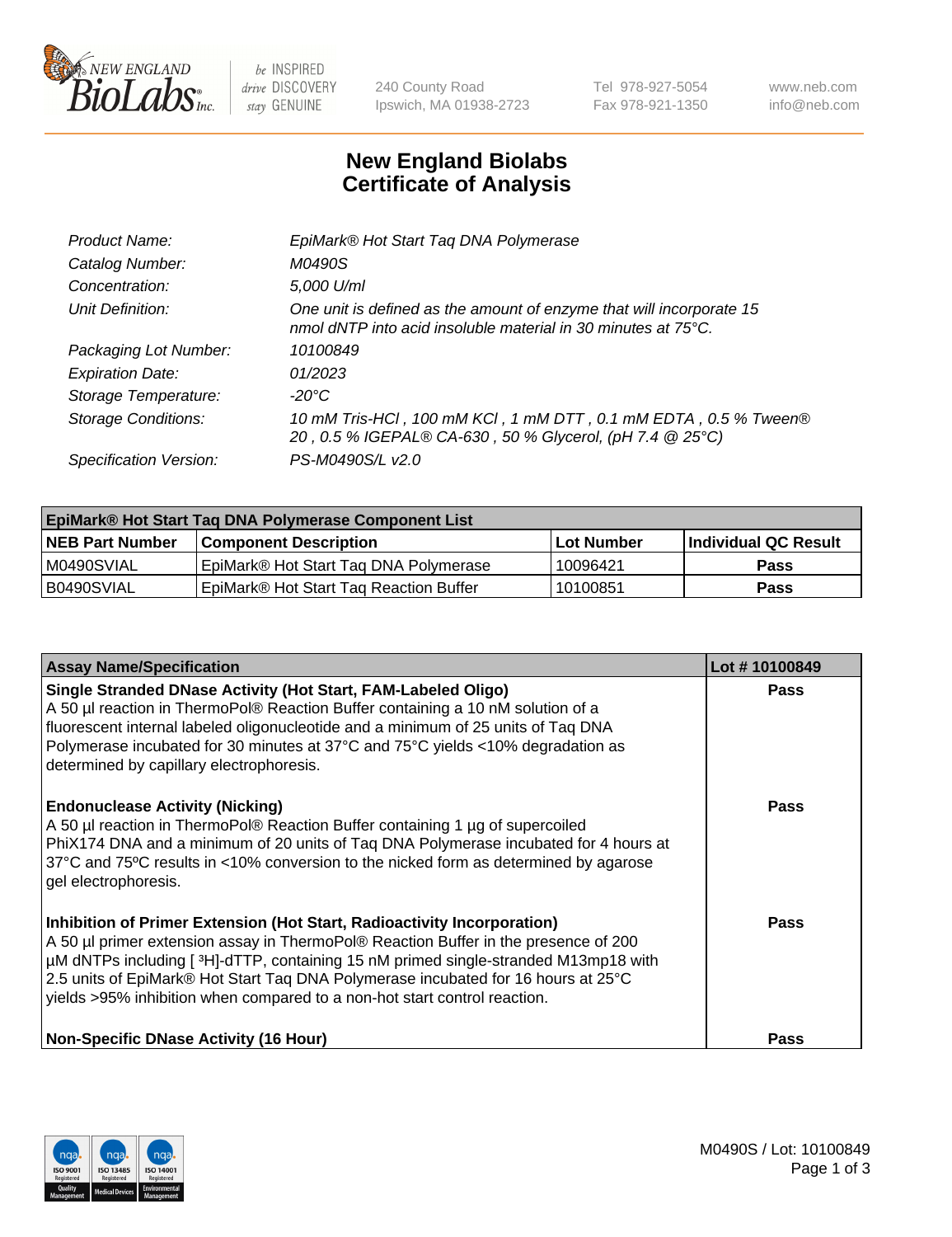# New England Biolabs Certificate of Analysis

| | |
|---|---|
| *Product Name:* | *EpiMark® Hot Start Taq DNA Polymerase* |
| *Catalog Number:* | *M0490S* |
| *Concentration:* | *5,000 U/ml* |
| *Unit Definition:* | *One unit is defined as the amount of enzyme that will incorporate 15 nmol dNTP into acid insoluble material in 30 minutes at 75°C.* |
| *Packaging Lot Number:* | *10100849* |
| *Expiration Date:* | *01/2023* |
| *Storage Temperature:* | *-20°C* |
| *Storage Conditions:* | *10 mM Tris-HCl , 100 mM KCl , 1 mM DTT , 0.1 mM EDTA , 0.5 % Tween® 20 , 0.5 % IGEPAL® CA-630 , 50 % Glycerol, (pH 7.4 @ 25°C)* |
| *Specification Version:* | *PS-M0490S/L v2.0* |

| EpiMark® Hot Start Taq DNA Polymerase Component List | | | |
|---|---|---|---|
| **NEB Part Number** | **Component Description** | **Lot Number** | **Individual QC Result** |
| M0490SVIAL | EpiMark® Hot Start Taq DNA Polymerase | 10096421 | **Pass** |
| B0490SVIAL | EpiMark® Hot Start Taq Reaction Buffer | 10100851 | **Pass** |

| Assay Name/Specification | Lot # 10100849 |
|---|---|
| **Single Stranded DNase Activity (Hot Start, FAM-Labeled Oligo)** A 50 µl reaction in ThermoPol® Reaction Buffer containing a 10 nM solution of a fluorescent internal labeled oligonucleotide and a minimum of 25 units of Taq DNA Polymerase incubated for 30 minutes at 37°C and 75°C yields <10% degradation as determined by capillary electrophoresis. | **Pass** |
| **Endonuclease Activity (Nicking)** A 50 µl reaction in ThermoPol® Reaction Buffer containing 1 µg of supercoiled PhiX174 DNA and a minimum of 20 units of Taq DNA Polymerase incubated for 4 hours at 37°C and 75ºC results in <10% conversion to the nicked form as determined by agarose gel electrophoresis. | **Pass** |
| **Inhibition of Primer Extension (Hot Start, Radioactivity Incorporation)** A 50 µl primer extension assay in ThermoPol® Reaction Buffer in the presence of 200 µM dNTPs including [ $^3$H]-dTTP, containing 15 nM primed single-stranded M13mp18 with 2.5 units of EpiMark® Hot Start Taq DNA Polymerase incubated for 16 hours at 25°C yields >95% inhibition when compared to a non-hot start control reaction. | **Pass** |
| **Non-Specific DNase Activity (16 Hour)** | **Pass** |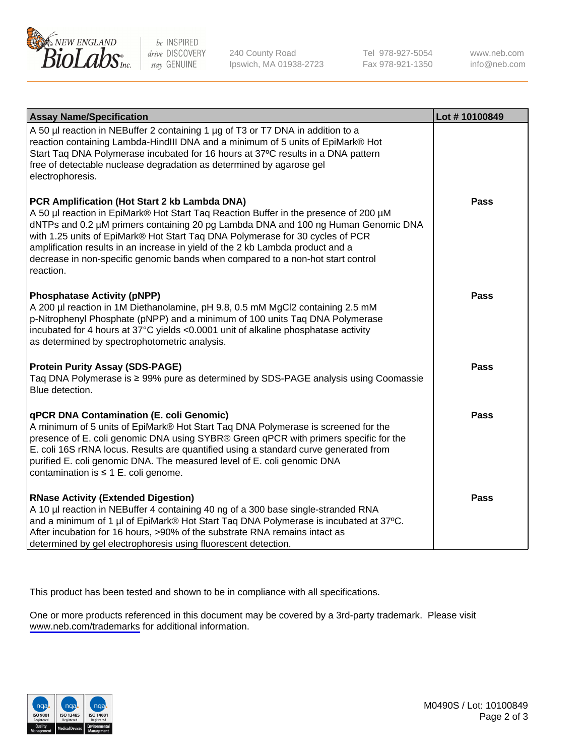| Assay Name/Specification | Lot # 10100849 |
| --- | --- |
| A 50 µl reaction in NEBuffer 2 containing 1 µg of T3 or T7 DNA in addition to a reaction containing Lambda-HindIII DNA and a minimum of 5 units of EpiMark® Hot Start Taq DNA Polymerase incubated for 16 hours at 37ºC results in a DNA pattern free of detectable nuclease degradation as determined by agarose gel electrophoresis. | |
| **PCR Amplification (Hot Start 2 kb Lambda DNA)**<br>A 50 µl reaction in EpiMark® Hot Start Taq Reaction Buffer in the presence of 200 µM dNTPs and 0.2 µM primers containing 20 pg Lambda DNA and 100 ng Human Genomic DNA with 1.25 units of EpiMark® Hot Start Taq DNA Polymerase for 30 cycles of PCR amplification results in an increase in yield of the 2 kb Lambda product and a decrease in non-specific genomic bands when compared to a non-hot start control reaction. | **Pass** |
| **Phosphatase Activity (pNPP)**<br>A 200 µl reaction in 1M Diethanolamine, pH 9.8, 0.5 mM $MgCl_2$ containing 2.5 mM p-Nitrophenyl Phosphate (pNPP) and a minimum of 100 units Taq DNA Polymerase incubated for 4 hours at 37°C yields <0.0001 unit of alkaline phosphatase activity as determined by spectrophotometric analysis. | **Pass** |
| **Protein Purity Assay (SDS-PAGE)**<br>Taq DNA Polymerase is ≥ 99% pure as determined by SDS-PAGE analysis using Coomassie Blue detection. | **Pass** |
| **qPCR DNA Contamination (E. coli Genomic)**<br>A minimum of 5 units of EpiMark® Hot Start Taq DNA Polymerase is screened for the presence of E. coli genomic DNA using SYBR® Green qPCR with primers specific for the E. coli 16S rRNA locus. Results are quantified using a standard curve generated from purified E. coli genomic DNA. The measured level of E. coli genomic DNA contamination is ≤ 1 E. coli genome. | **Pass** |
| **RNase Activity (Extended Digestion)**<br>A 10 µl reaction in NEBuffer 4 containing 40 ng of a 300 base single-stranded RNA and a minimum of 1 µl of EpiMark® Hot Start Taq DNA Polymerase is incubated at 37ºC. After incubation for 16 hours, >90% of the substrate RNA remains intact as determined by gel electrophoresis using fluorescent detection. | **Pass** |

This product has been tested and shown to be in compliance with all specifications.

One or more products referenced in this document may be covered by a 3rd-party trademark. Please visit www.neb.com/trademarks for additional information.

M0490S / Lot: 10100849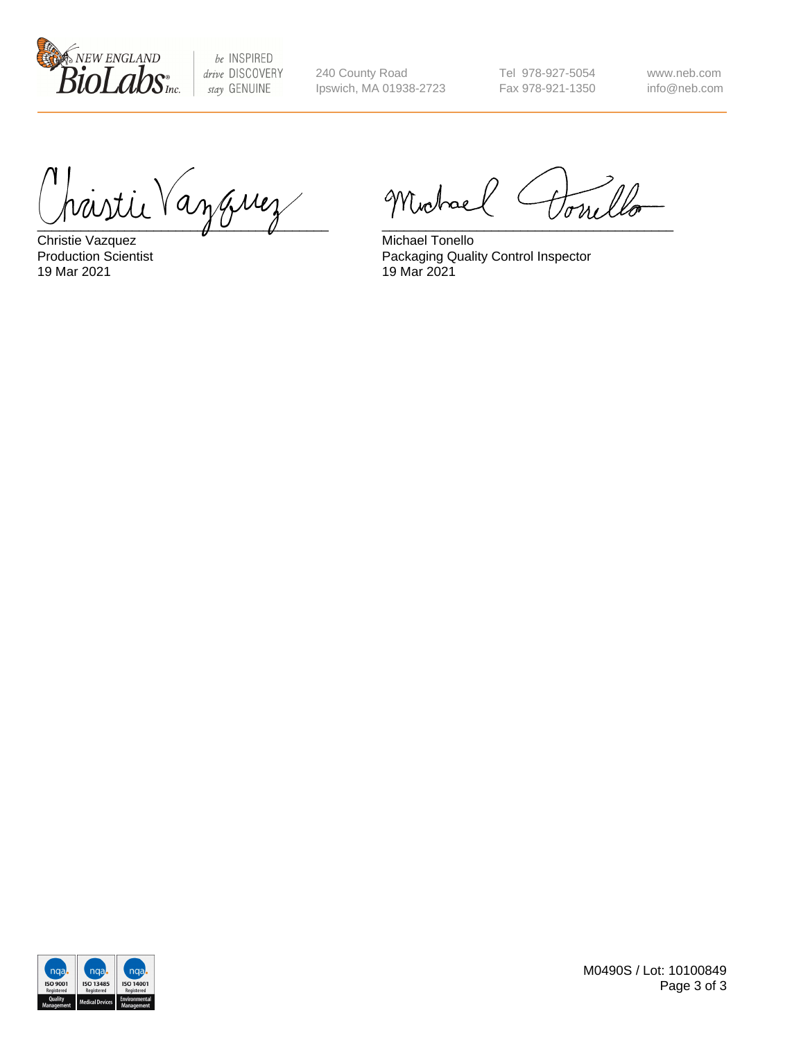Christie Vazquez
Production Scientist
19 Mar 2021

Michael Tonello
Packaging Quality Control Inspector
19 Mar 2021